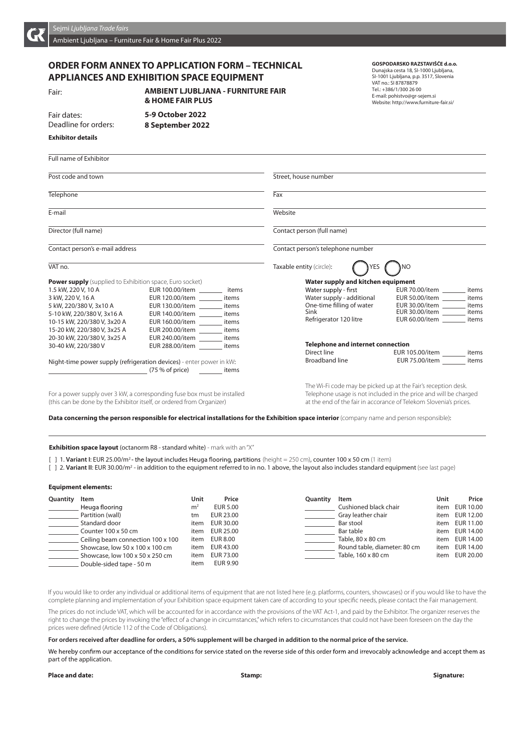Sejmi *Ljubljana Trade fairs*

Ambient Ljubljana – Furniture Fair & Home Fair Plus 2022

## ORDER FORM ANNEX TO APPLICATION FORM – TECHNICAL APPLIANCES AND EXHIBITION SPACE EQUIPMENT

**GOSPODARSKO RAZSTAVIŠČE d.o.o.**
Dunajska cesta 18, SI-1000 Ljubljana,
SI-1001 Ljubljana, p.p. 3517, Slovenia
VAT no.: SI 87878879
Tel.: +386/1/300 26 00
E-mail: pohistvo@gr-sejem.si
Website: http://www.furniture-fair.si/

Fair: **AMBIENT LJUBLJANA - FURNITURE FAIR & HOME FAIR PLUS**

Fair dates: **5-9 October 2022**

Deadline for orders: **8 September 2022**

**Exhibitor details**

Full name of Exhibitor

Post code and town | Street, house number

Telephone | Fax

E-mail | Website

Director (full name) | Contact person (full name)

Contact person's e-mail address | Contact person's telephone number

VAT no. | Taxable entity (circle): YES NO

**Power supply** (supplied to Exhibition space, Euro socket)

| | | |
|---|---|---|
| 1.5 kW, 220 V, 10 A | EUR 100.00/item | items |
| 3 kW, 220 V, 16 A | EUR 120.00/item | items |
| 5 kW, 220/380 V, 3x10 A | EUR 130.00/item | items |
| 5-10 kW, 220/380 V, 3x16 A | EUR 140.00/item | items |
| 10-15 kW, 220/380 V, 3x20 A | EUR 160.00/item | items |
| 15-20 kW, 220/380 V, 3x25 A | EUR 200.00/item | items |
| 20-30 kW, 220/380 V, 3x25 A | EUR 240.00/item | items |
| 30-40 kW, 220/380 V | EUR 288.00/item | items |

Night-time power supply (refrigeration devices) - enter power in kW: ________ (75 % of price) ________ items

For a power supply over 3 kW, a corresponding fuse box must be installed (this can be done by the Exhibitor itself, or ordered from Organizer)

**Water supply and kitchen equipment**

| | | |
|---|---|---|
| Water supply - first | EUR 70.00/item | items |
| Water supply - additional | EUR 50.00/item | items |
| One-time filling of water | EUR 30.00/item | items |
| Sink | EUR 30.00/item | items |
| Refrigerator 120 litre | EUR 60.00/item | items |

**Telephone and internet connection**

| | | |
|---|---|---|
| Direct line | EUR 105.00/item | items |
| Broadband line | EUR 75.00/item | items |

The Wi-Fi code may be picked up at the Fair's reception desk. Telephone usage is not included in the price and will be charged at the end of the fair in accorance of Telekom Slovenia's prices.

**Data concerning the person responsible for electrical installations for the Exhibition space interior** (company name and person responsible):

**Exhibition space layout** (octanorm R8 - standard white) - mark with an "X"

[ ] 1. **Variant I**: EUR 25.00/m² - the layout includes Heuga flooring, partitions (height = 250 cm), counter 100 x 50 cm (1 item)

[ ] 2. **Variant II**: EUR 30.00/m² - in addition to the equipment referred to in no. 1 above, the layout also includes standard equipment (see last page)

**Equipment elements:**

| Quantity | Item | Unit | Price |
|---|---|---|---|
| | Heuga flooring | m² | EUR 5.00 |
| | Partition (wall) | tm | EUR 23.00 |
| | Standard door | item | EUR 30.00 |
| | Counter 100 x 50 cm | item | EUR 25.00 |
| | Ceiling beam connection 100 x 100 | item | EUR 8.00 |
| | Showcase, low 50 x 100 x 100 cm | item | EUR 43.00 |
| | Showcase, low 100 x 50 x 250 cm | item | EUR 73.00 |
| | Double-sided tape - 50 m | item | EUR 9.90 |
| | Cushioned black chair | item | EUR 10.00 |
| | Gray leather chair | item | EUR 12.00 |
| | Bar stool | item | EUR 11.00 |
| | Bar table | item | EUR 14.00 |
| | Table, 80 x 80 cm | item | EUR 14.00 |
| | Round table, diameter: 80 cm | item | EUR 14.00 |
| | Table, 160 x 80 cm | item | EUR 20.00 |

If you would like to order any individual or additional items of equipment that are not listed here (e.g. platforms, counters, showcases) or if you would like to have the complete planning and implementation of your Exhibition space equipment taken care of according to your specific needs, please contact the Fair management.

The prices do not include VAT, which will be accounted for in accordance with the provisions of the VAT Act-1, and paid by the Exhibitor. The organizer reserves the right to change the prices by invoking the "effect of a change in circumstances," which refers to circumstances that could not have been foreseen on the day the prices were defined (Article 112 of the Code of Obligations).

**For orders received after deadline for orders, a 50% supplement will be charged in addition to the normal price of the service.**

We hereby confirm our acceptance of the conditions for service stated on the reverse side of this order form and irrevocably acknowledge and accept them as part of the application.

**Place and date:** **Stamp:** **Signature:**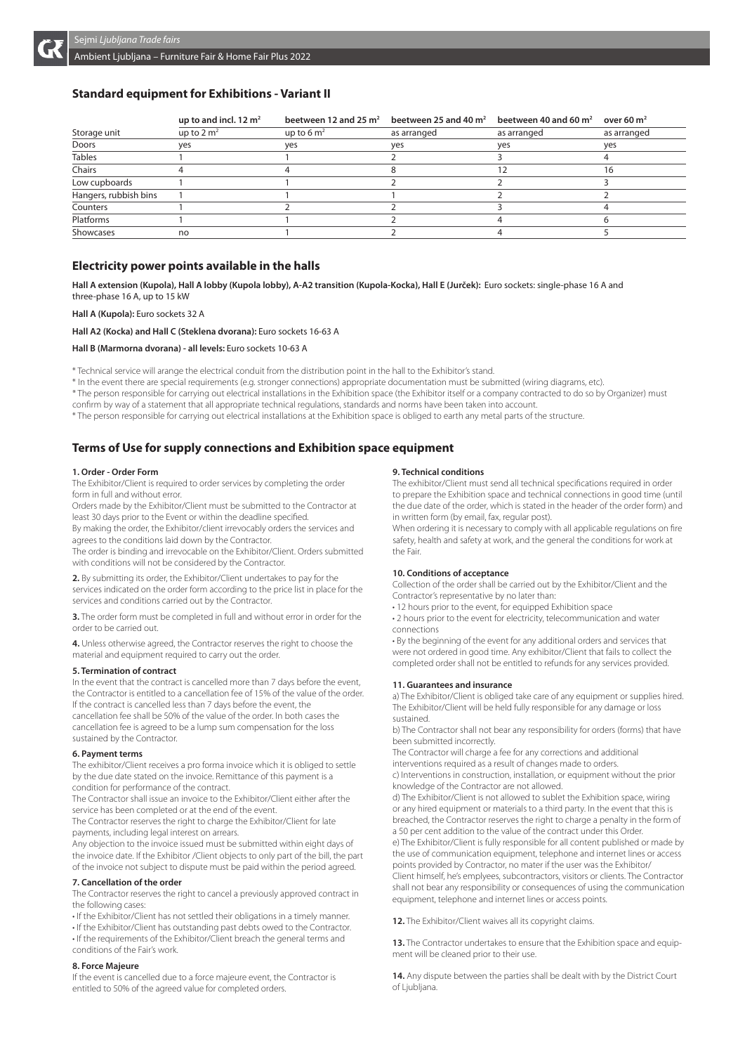## Standard equipment for Exhibitions - Variant II

| | up to and incl. 12 m² | beetween 12 and 25 m² | beetween 25 and 40 m² | beetween 40 and 60 m² | over 60 m² |
|---|---|---|---|---|---|
| Storage unit | up to 2 m² | up to 6 m² | as arranged | as arranged | as arranged |
| Doors | yes | yes | yes | yes | yes |
| Tables | 1 | 1 | 2 | 3 | 4 |
| Chairs | 4 | 4 | 8 | 12 | 16 |
| Low cupboards | 1 | 1 | 2 | 2 | 3 |
| Hangers, rubbish bins | 1 | 1 | 1 | 2 | 2 |
| Counters | 1 | 2 | 2 | 3 | 4 |
| Platforms | 1 | 1 | 2 | 4 | 6 |
| Showcases | no | 1 | 2 | 4 | 5 |

## Electricity power points available in the halls

**Hall A extension (Kupola), Hall A lobby (Kupola lobby), A-A2 transition (Kupola-Kocka), Hall E (Jurček):** Euro sockets: single-phase 16 A and three-phase 16 A, up to 15 kW

**Hall A (Kupola):** Euro sockets 32 A

**Hall A2 (Kocka) and Hall C (Steklena dvorana):** Euro sockets 16-63 A

**Hall B (Marmorna dvorana) - all levels:** Euro sockets 10-63 A

* Technical service will arange the electrical conduit from the distribution point in the hall to the Exhibitor's stand.
* In the event there are special requirements (e.g. stronger connections) appropriate documentation must be submitted (wiring diagrams, etc).
* The person responsible for carrying out electrical installations in the Exhibition space (the Exhibitor itself or a company contracted to do so by Organizer) must confirm by way of a statement that all appropriate technical regulations, standards and norms have been taken into account.
* The person responsible for carrying out electrical installations at the Exhibition space is obliged to earth any metal parts of the structure.

## Terms of Use for supply connections and Exhibition space equipment

**1. Order - Order Form**
The Exhibitor/Client is required to order services by completing the order form in full and without error.
Orders made by the Exhibitor/Client must be submitted to the Contractor at least 30 days prior to the Event or within the deadline specified.
By making the order, the Exhibitor/client irrevocably orders the services and agrees to the conditions laid down by the Contractor.
The order is binding and irrevocable on the Exhibitor/Client. Orders submitted with conditions will not be considered by the Contractor.

**2.** By submitting its order, the Exhibitor/Client undertakes to pay for the services indicated on the order form according to the price list in place for the services and conditions carried out by the Contractor.

**3.** The order form must be completed in full and without error in order for the order to be carried out.

**4.** Unless otherwise agreed, the Contractor reserves the right to choose the material and equipment required to carry out the order.

**5. Termination of contract**
In the event that the contract is cancelled more than 7 days before the event, the Contractor is entitled to a cancellation fee of 15% of the value of the order. If the contract is cancelled less than 7 days before the event, the cancellation fee shall be 50% of the value of the order. In both cases the cancellation fee is agreed to be a lump sum compensation for the loss sustained by the Contractor.

**6. Payment terms**
The exhibitor/Client receives a pro forma invoice which it is obliged to settle by the due date stated on the invoice. Remittance of this payment is a condition for performance of the contract.
The Contractor shall issue an invoice to the Exhibitor/Client either after the service has been completed or at the end of the event.
The Contractor reserves the right to charge the Exhibitor/Client for late payments, including legal interest on arrears.
Any objection to the invoice issued must be submitted within eight days of the invoice date. If the Exhibitor /Client objects to only part of the bill, the part of the invoice not subject to dispute must be paid within the period agreed.

**7. Cancellation of the order**
The Contractor reserves the right to cancel a previously approved contract in the following cases:
• If the Exhibitor/Client has not settled their obligations in a timely manner.
• If the Exhibitor/Client has outstanding past debts owed to the Contractor.
• If the requirements of the Exhibitor/Client breach the general terms and conditions of the Fair's work.

**8. Force Majeure**
If the event is cancelled due to a force majeure event, the Contractor is entitled to 50% of the agreed value for completed orders.

**9. Technical conditions**
The exhibitor/Client must send all technical specifications required in order to prepare the Exhibition space and technical connections in good time (until the due date of the order, which is stated in the header of the order form) and in written form (by email, fax, regular post).
When ordering it is necessary to comply with all applicable regulations on fire safety, health and safety at work, and the general the conditions for work at the Fair.

**10. Conditions of acceptance**
Collection of the order shall be carried out by the Exhibitor/Client and the Contractor's representative by no later than:
• 12 hours prior to the event, for equipped Exhibition space
• 2 hours prior to the event for electricity, telecommunication and water connections
• By the beginning of the event for any additional orders and services that were not ordered in good time. Any exhibitor/Client that fails to collect the completed order shall not be entitled to refunds for any services provided.

**11. Guarantees and insurance**
a) The Exhibitor/Client is obliged take care of any equipment or supplies hired. The Exhibitor/Client will be held fully responsible for any damage or loss sustained.
b) The Contractor shall not bear any responsibility for orders (forms) that have been submitted incorrectly.
The Contractor will charge a fee for any corrections and additional interventions required as a result of changes made to orders.
c) Interventions in construction, installation, or equipment without the prior knowledge of the Contractor are not allowed.
d) The Exhibitor/Client is not allowed to sublet the Exhibition space, wiring or any hired equipment or materials to a third party. In the event that this is breached, the Contractor reserves the right to charge a penalty in the form of a 50 per cent addition to the value of the contract under this Order.
e) The Exhibitor/Client is fully responsible for all content published or made by the use of communication equipment, telephone and internet lines or access points provided by Contractor, no mater if the user was the Exhibitor/Client himself, he's emplyees, subcontractors, visitors or clients. The Contractor shall not bear any responsibility or consequences of using the communication equipment, telephone and internet lines or access points.

**12.** The Exhibitor/Client waives all its copyright claims.

**13.** The Contractor undertakes to ensure that the Exhibition space and equipment will be cleaned prior to their use.

**14.** Any dispute between the parties shall be dealt with by the District Court of Ljubljana.